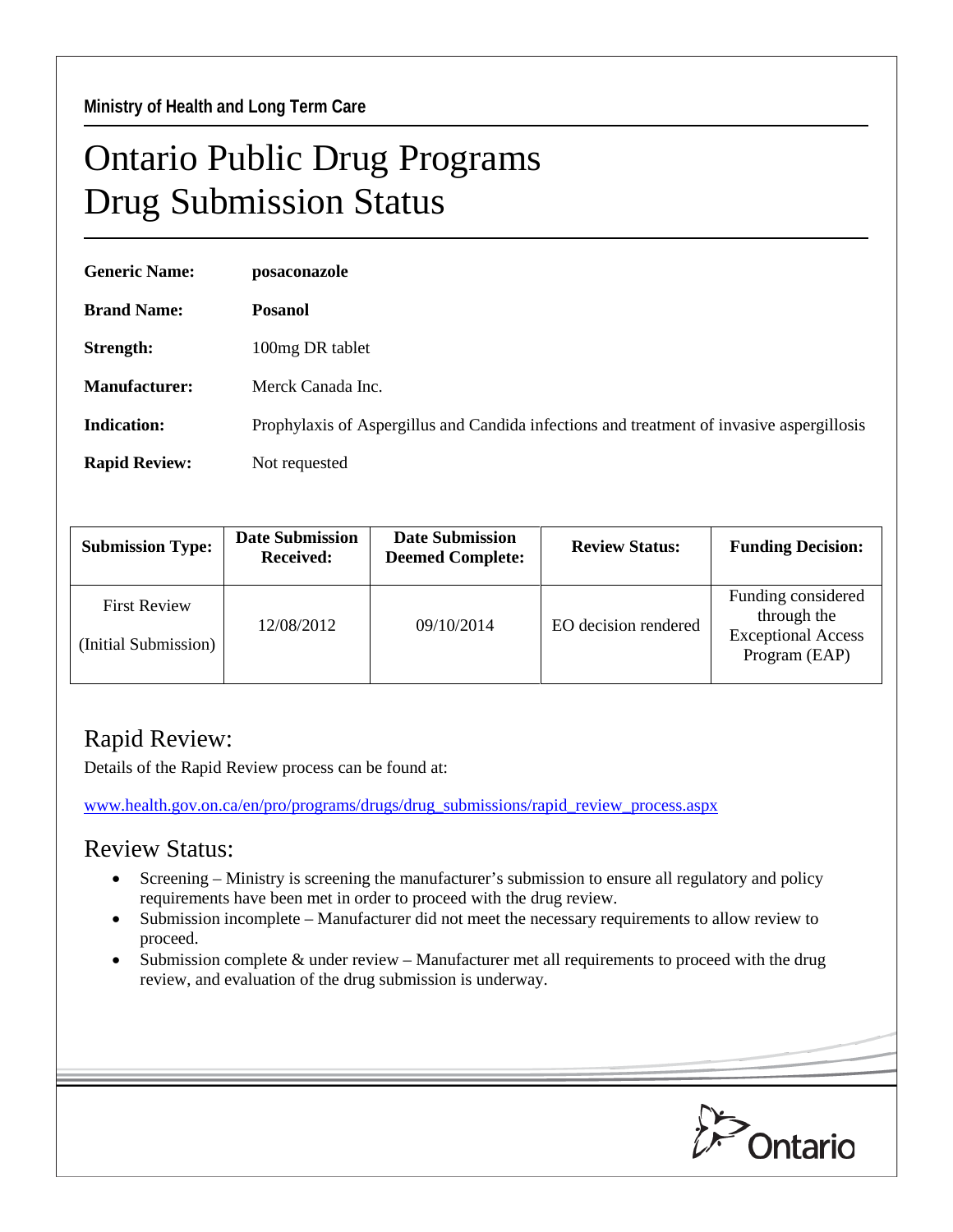Ministry of Health and Long Term Care

# Ontario Public Drug Programs
# Drug Submission Status

**Generic Name:** **posaconazole**

**Brand Name:** **Posanol**

**Strength:** 100mg DR tablet

**Manufacturer:** Merck Canada Inc.

**Indication:** Prophylaxis of Aspergillus and Candida infections and treatment of invasive aspergillosis

**Rapid Review:** Not requested

| Submission Type: | Date Submission Received: | Date Submission Deemed Complete: | Review Status: | Funding Decision: |
|---|---|---|---|---|
| First Review (Initial Submission) | 12/08/2012 | 09/10/2014 | EO decision rendered | Funding considered through the Exceptional Access Program (EAP) |

## Rapid Review:

Details of the Rapid Review process can be found at:

www.health.gov.on.ca/en/pro/programs/drugs/drug_submissions/rapid_review_process.aspx

## Review Status:

- Screening – Ministry is screening the manufacturer's submission to ensure all regulatory and policy requirements have been met in order to proceed with the drug review.
- Submission incomplete – Manufacturer did not meet the necessary requirements to allow review to proceed.
- Submission complete & under review – Manufacturer met all requirements to proceed with the drug review, and evaluation of the drug submission is underway.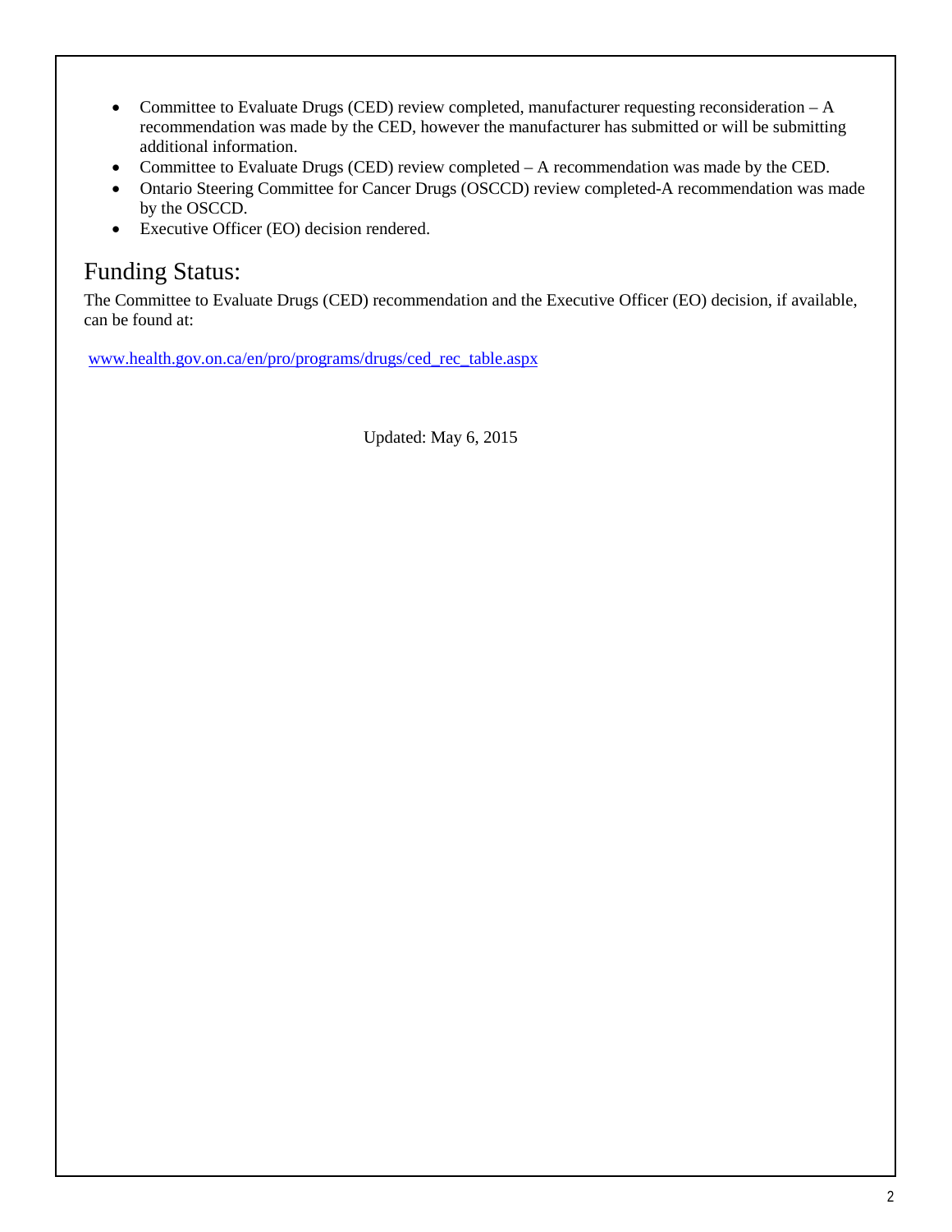- Committee to Evaluate Drugs (CED) review completed, manufacturer requesting reconsideration – A recommendation was made by the CED, however the manufacturer has submitted or will be submitting additional information.
- Committee to Evaluate Drugs (CED) review completed – A recommendation was made by the CED.
- Ontario Steering Committee for Cancer Drugs (OSCCD) review completed-A recommendation was made by the OSCCD.
- Executive Officer (EO) decision rendered.

## Funding Status:

The Committee to Evaluate Drugs (CED) recommendation and the Executive Officer (EO) decision, if available, can be found at:

www.health.gov.on.ca/en/pro/programs/drugs/ced_rec_table.aspx

Updated: May 6, 2015